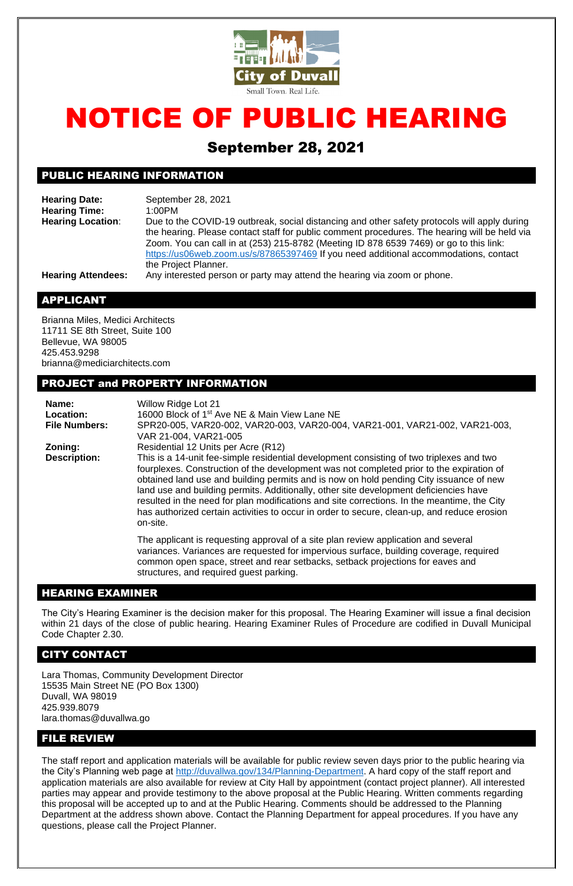City of Duvall

Small Town. Real Life.

# NOTICE OF PUBLIC HEARING

## September 28, 2021

## PUBLIC HEARING INFORMATION

| | |
|---|---|
| **Hearing Date:** | September 28, 2021 |
| **Hearing Time:** | 1:00PM |
| **Hearing Location**: | Due to the COVID-19 outbreak, social distancing and other safety protocols will apply during the hearing. Please contact staff for public comment procedures. The hearing will be held via Zoom. You can call in at (253) 215-8782 (Meeting ID 878 6539 7469) or go to this link: https://us06web.zoom.us/s/87865397469 If you need additional accommodations, contact the Project Planner. |
| **Hearing Attendees:** | Any interested person or party may attend the hearing via zoom or phone. |

## APPLICANT

Brianna Miles, Medici Architects
11711 SE 8th Street, Suite 100
Bellevue, WA 98005
425.453.9298
brianna@mediciarchitects.com

## PROJECT and PROPERTY INFORMATION

| | |
|---|---|
| **Name:** | Willow Ridge Lot 21 |
| **Location:** | 16000 Block of 1st Ave NE & Main View Lane NE |
| **File Numbers:** | SPR20-005, VAR20-002, VAR20-003, VAR20-004, VAR21-001, VAR21-002, VAR21-003, VAR 21-004, VAR21-005 |
| **Zoning:** | Residential 12 Units per Acre (R12) |
| **Description:** | This is a 14-unit fee-simple residential development consisting of two triplexes and two fourplexes. Construction of the development was not completed prior to the expiration of obtained land use and building permits and is now on hold pending City issuance of new land use and building permits. Additionally, other site development deficiencies have resulted in the need for plan modifications and site corrections. In the meantime, the City has authorized certain activities to occur in order to secure, clean-up, and reduce erosion on-site.<br><br>The applicant is requesting approval of a site plan review application and several variances. Variances are requested for impervious surface, building coverage, required common open space, street and rear setbacks, setback projections for eaves and structures, and required guest parking. |

## HEARING EXAMINER

The City's Hearing Examiner is the decision maker for this proposal. The Hearing Examiner will issue a final decision within 21 days of the close of public hearing. Hearing Examiner Rules of Procedure are codified in Duvall Municipal Code Chapter 2.30.

## CITY CONTACT

Lara Thomas, Community Development Director
15535 Main Street NE (PO Box 1300)
Duvall, WA 98019
425.939.8079
lara.thomas@duvallwa.go

## FILE REVIEW

The staff report and application materials will be available for public review seven days prior to the public hearing via the City's Planning web page at http://duvallwa.gov/134/Planning-Department. A hard copy of the staff report and application materials are also available for review at City Hall by appointment (contact project planner). All interested parties may appear and provide testimony to the above proposal at the Public Hearing. Written comments regarding this proposal will be accepted up to and at the Public Hearing. Comments should be addressed to the Planning Department at the address shown above. Contact the Planning Department for appeal procedures. If you have any questions, please call the Project Planner.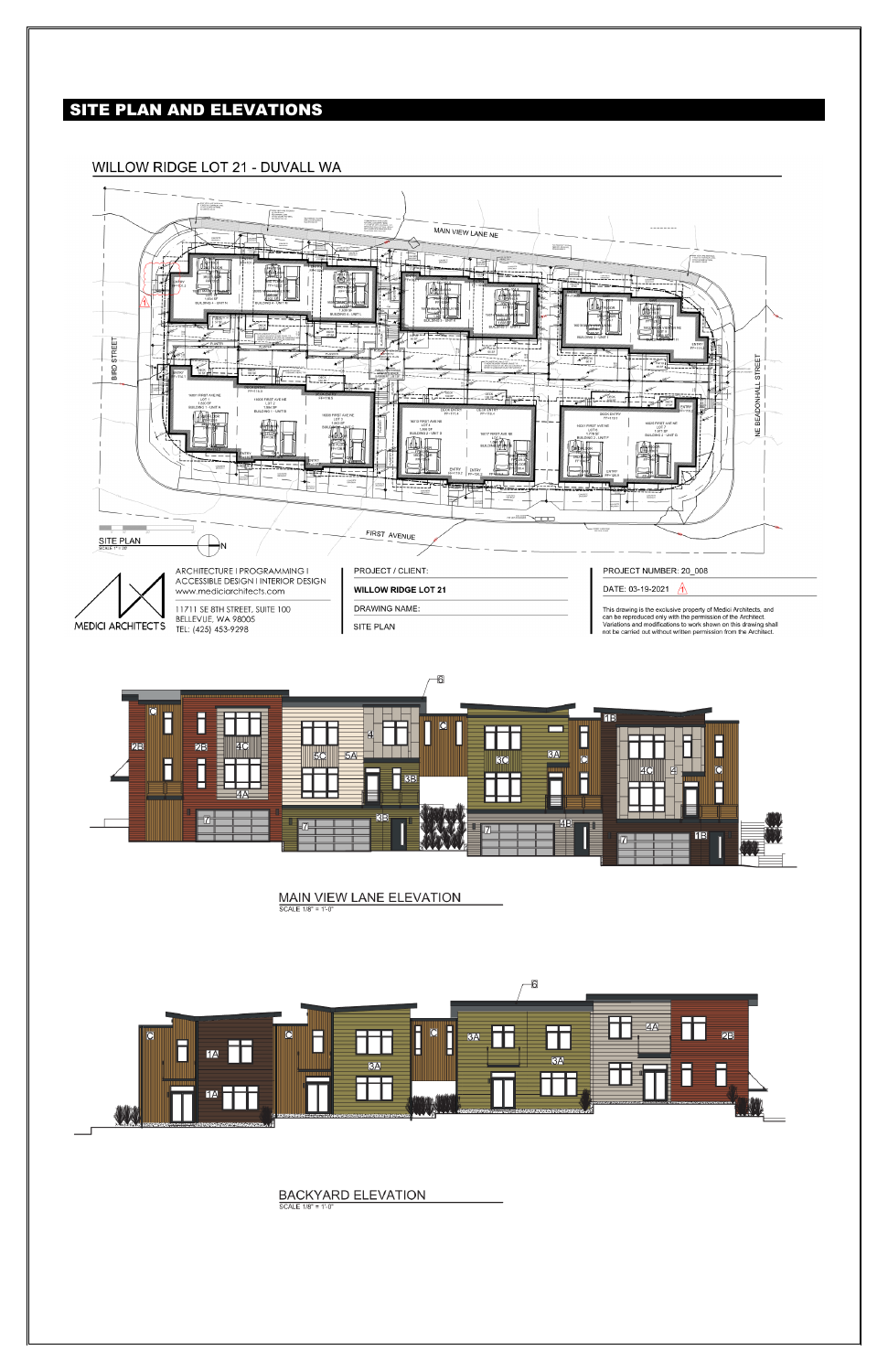# SITE PLAN AND ELEVATIONS

## WILLOW RIDGE LOT 21 - DUVALL WA

MAIN VIEW LANE NE

BIRD STREET

NE BEADONHALL STREET

FIRST AVENUE

SITE PLAN

ARCHITECTURE I PROGRAMMING I ACCESSIBLE DESIGN I INTERIOR DESIGN
www.mediciarchitects.com

11711 SE 8TH STREET, SUITE 100
BELLEVUE, WA 98005
TEL: (425) 453-9298

MEDICI ARCHITECTS

PROJECT / CLIENT:

WILLOW RIDGE LOT 21

DRAWING NAME:

SITE PLAN

PROJECT NUMBER: 20_008

DATE: 03-19-2021

This drawing is the exclusive property of Medici Architects, and can be reproduced only with the permission of the Architect. Variations and modifications to work shown on this drawing shall not be carried out without written permission from the Architect.

MAIN VIEW LANE ELEVATION
SCALE 1/8" = 1'-0"

BACKYARD ELEVATION
SCALE 1/8" = 1'-0"